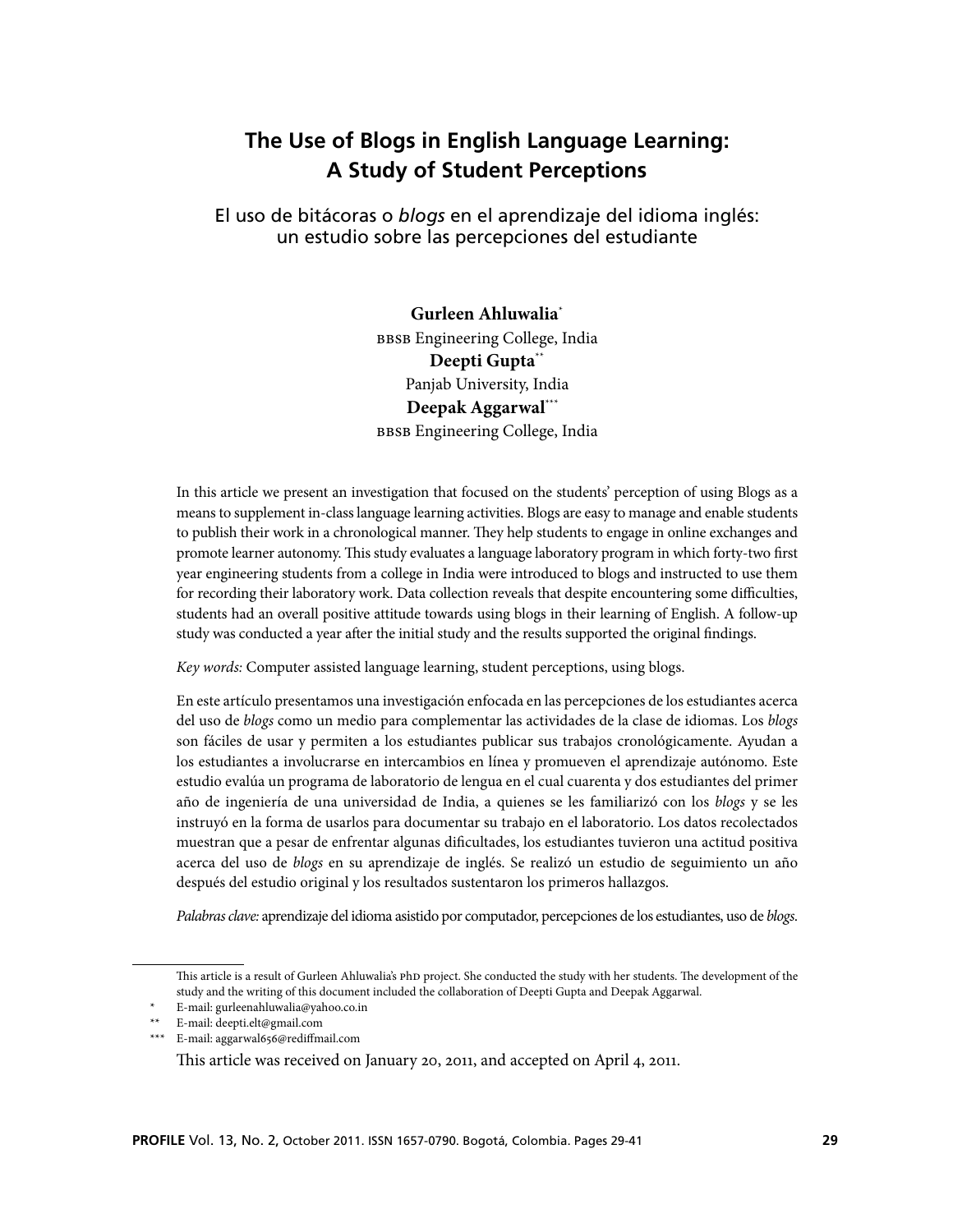# The Use of Blogs in English Language Learning: A Study of Student Perceptions

## El uso de bitácoras o *blogs* en el aprendizaje del idioma inglés: un estudio sobre las percepciones del estudiante

**Gurleen Ahluwalia***
BBSB Engineering College, India
**Deepti Gupta****
Panjab University, India
**Deepak Aggarwal*****
BBSB Engineering College, India

In this article we present an investigation that focused on the students' perception of using Blogs as a means to supplement in-class language learning activities. Blogs are easy to manage and enable students to publish their work in a chronological manner. They help students to engage in online exchanges and promote learner autonomy. This study evaluates a language laboratory program in which forty-two first year engineering students from a college in India were introduced to blogs and instructed to use them for recording their laboratory work. Data collection reveals that despite encountering some difficulties, students had an overall positive attitude towards using blogs in their learning of English. A follow-up study was conducted a year after the initial study and the results supported the original findings.

*Key words:* Computer assisted language learning, student perceptions, using blogs.

En este artículo presentamos una investigación enfocada en las percepciones de los estudiantes acerca del uso de *blogs* como un medio para complementar las actividades de la clase de idiomas. Los *blogs* son fáciles de usar y permiten a los estudiantes publicar sus trabajos cronológicamente. Ayudan a los estudiantes a involucrarse en intercambios en línea y promueven el aprendizaje autónomo. Este estudio evalúa un programa de laboratorio de lengua en el cual cuarenta y dos estudiantes del primer año de ingeniería de una universidad de India, a quienes se les familiarizó con los *blogs* y se les instruyó en la forma de usarlos para documentar su trabajo en el laboratorio. Los datos recolectados muestran que a pesar de enfrentar algunas dificultades, los estudiantes tuvieron una actitud positiva acerca del uso de *blogs* en su aprendizaje de inglés. Se realizó un estudio de seguimiento un año después del estudio original y los resultados sustentaron los primeros hallazgos.

*Palabras clave:* aprendizaje del idioma asistido por computador, percepciones de los estudiantes, uso de *blogs*.

---

This article is a result of Gurleen Ahluwalia's PhD project. She conducted the study with her students. The development of the study and the writing of this document included the collaboration of Deepti Gupta and Deepak Aggarwal.

\* E-mail: gurleenahluwalia@yahoo.co.in

\** E-mail: deepti.elt@gmail.com

\*** E-mail: aggarwal656@rediffmail.com

This article was received on January 20, 2011, and accepted on April 4, 2011.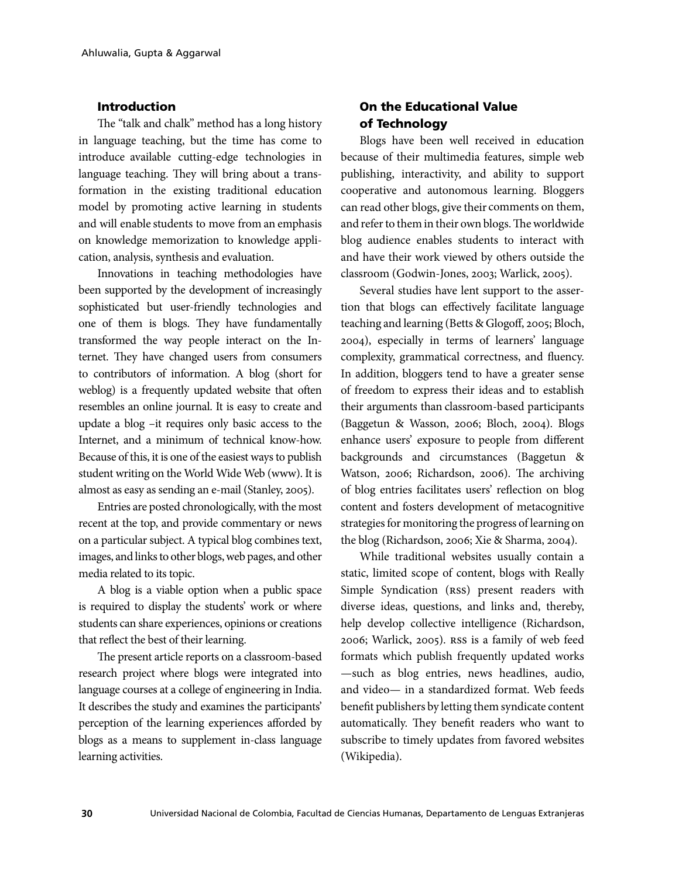## Introduction

The "talk and chalk" method has a long history in language teaching, but the time has come to introduce available cutting-edge technologies in language teaching. They will bring about a transformation in the existing traditional education model by promoting active learning in students and will enable students to move from an emphasis on knowledge memorization to knowledge application, analysis, synthesis and evaluation.

Innovations in teaching methodologies have been supported by the development of increasingly sophisticated but user-friendly technologies and one of them is blogs. They have fundamentally transformed the way people interact on the Internet. They have changed users from consumers to contributors of information. A blog (short for weblog) is a frequently updated website that often resembles an online journal. It is easy to create and update a blog –it requires only basic access to the Internet, and a minimum of technical know-how. Because of this, it is one of the easiest ways to publish student writing on the World Wide Web (www). It is almost as easy as sending an e-mail (Stanley, 2005).

Entries are posted chronologically, with the most recent at the top, and provide commentary or news on a particular subject. A typical blog combines text, images, and links to other blogs, web pages, and other media related to its topic.

A blog is a viable option when a public space is required to display the students' work or where students can share experiences, opinions or creations that reflect the best of their learning.

The present article reports on a classroom-based research project where blogs were integrated into language courses at a college of engineering in India. It describes the study and examines the participants' perception of the learning experiences afforded by blogs as a means to supplement in-class language learning activities.

## On the Educational Value of Technology

Blogs have been well received in education because of their multimedia features, simple web publishing, interactivity, and ability to support cooperative and autonomous learning. Bloggers can read other blogs, give their comments on them, and refer to them in their own blogs. The worldwide blog audience enables students to interact with and have their work viewed by others outside the classroom (Godwin-Jones, 2003; Warlick, 2005).

Several studies have lent support to the assertion that blogs can effectively facilitate language teaching and learning (Betts & Glogoff, 2005; Bloch, 2004), especially in terms of learners' language complexity, grammatical correctness, and fluency. In addition, bloggers tend to have a greater sense of freedom to express their ideas and to establish their arguments than classroom-based participants (Baggetun & Wasson, 2006; Bloch, 2004). Blogs enhance users' exposure to people from different backgrounds and circumstances (Baggetun & Watson, 2006; Richardson, 2006). The archiving of blog entries facilitates users' reflection on blog content and fosters development of metacognitive strategies for monitoring the progress of learning on the blog (Richardson, 2006; Xie & Sharma, 2004).

While traditional websites usually contain a static, limited scope of content, blogs with Really Simple Syndication (RSS) present readers with diverse ideas, questions, and links and, thereby, help develop collective intelligence (Richardson, 2006; Warlick, 2005). RSS is a family of web feed formats which publish frequently updated works —such as blog entries, news headlines, audio, and video— in a standardized format. Web feeds benefit publishers by letting them syndicate content automatically. They benefit readers who want to subscribe to timely updates from favored websites (Wikipedia).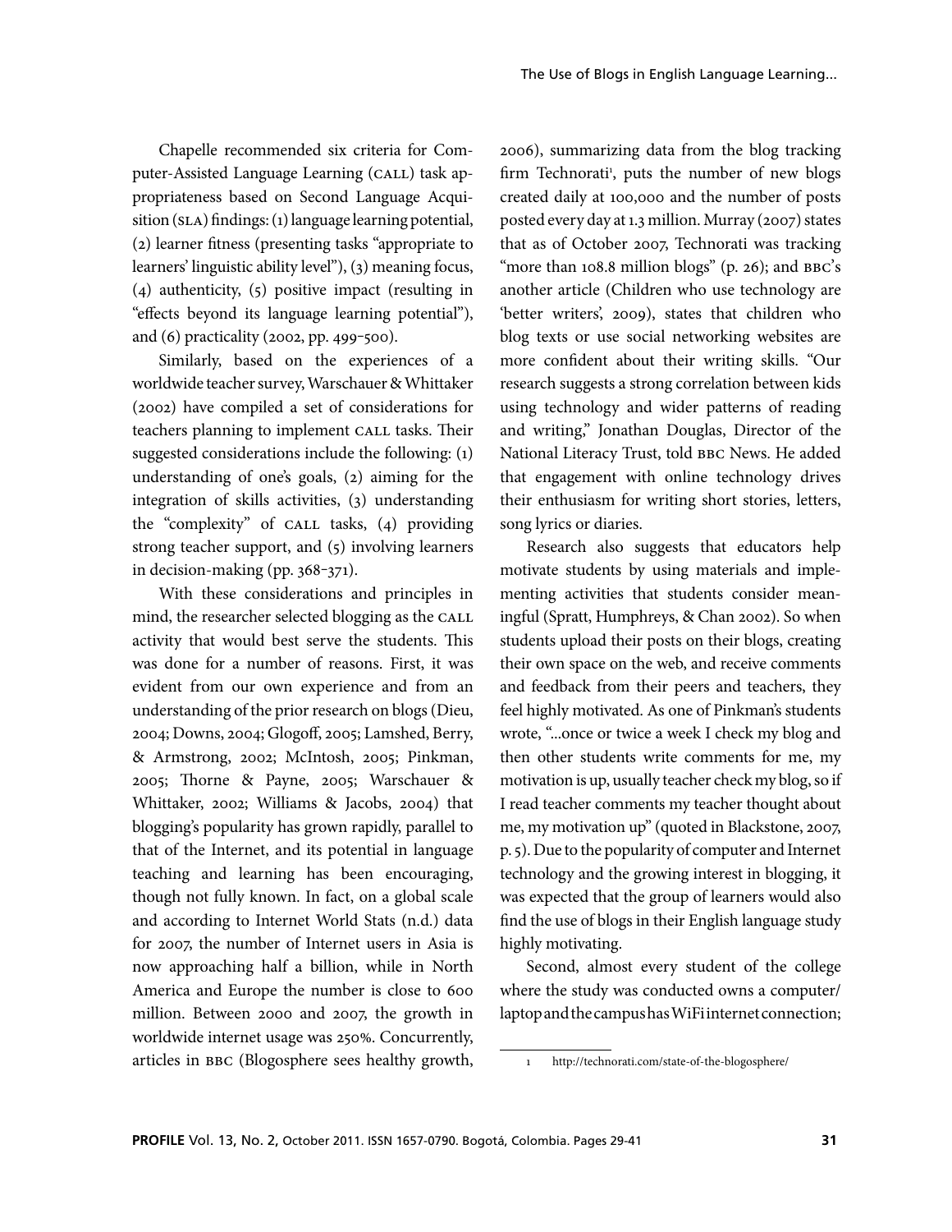Chapelle recommended six criteria for Computer-Assisted Language Learning (CALL) task appropriateness based on Second Language Acquisition (SLA) findings: (1) language learning potential, (2) learner fitness (presenting tasks "appropriate to learners' linguistic ability level"), (3) meaning focus, (4) authenticity, (5) positive impact (resulting in "effects beyond its language learning potential"), and (6) practicality (2002, pp. 499-500).

Similarly, based on the experiences of a worldwide teacher survey, Warschauer & Whittaker (2002) have compiled a set of considerations for teachers planning to implement CALL tasks. Their suggested considerations include the following: (1) understanding of one's goals, (2) aiming for the integration of skills activities, (3) understanding the "complexity" of CALL tasks, (4) providing strong teacher support, and (5) involving learners in decision-making (pp. 368-371).

With these considerations and principles in mind, the researcher selected blogging as the CALL activity that would best serve the students. This was done for a number of reasons. First, it was evident from our own experience and from an understanding of the prior research on blogs (Dieu, 2004; Downs, 2004; Glogoff, 2005; Lamshed, Berry, & Armstrong, 2002; McIntosh, 2005; Pinkman, 2005; Thorne & Payne, 2005; Warschauer & Whittaker, 2002; Williams & Jacobs, 2004) that blogging's popularity has grown rapidly, parallel to that of the Internet, and its potential in language teaching and learning has been encouraging, though not fully known. In fact, on a global scale and according to Internet World Stats (n.d.) data for 2007, the number of Internet users in Asia is now approaching half a billion, while in North America and Europe the number is close to 600 million. Between 2000 and 2007, the growth in worldwide internet usage was 250%. Concurrently, articles in BBC (Blogosphere sees healthy growth, 2006), summarizing data from the blog tracking firm Technorati[1], puts the number of new blogs created daily at 100,000 and the number of posts posted every day at 1.3 million. Murray (2007) states that as of October 2007, Technorati was tracking "more than 108.8 million blogs" (p. 26); and BBC's another article (Children who use technology are 'better writers', 2009), states that children who blog texts or use social networking websites are more confident about their writing skills. "Our research suggests a strong correlation between kids using technology and wider patterns of reading and writing," Jonathan Douglas, Director of the National Literacy Trust, told BBC News. He added that engagement with online technology drives their enthusiasm for writing short stories, letters, song lyrics or diaries.

Research also suggests that educators help motivate students by using materials and implementing activities that students consider meaningful (Spratt, Humphreys, & Chan 2002). So when students upload their posts on their blogs, creating their own space on the web, and receive comments and feedback from their peers and teachers, they feel highly motivated. As one of Pinkman's students wrote, "...once or twice a week I check my blog and then other students write comments for me, my motivation is up, usually teacher check my blog, so if I read teacher comments my teacher thought about me, my motivation up" (quoted in Blackstone, 2007, p. 5). Due to the popularity of computer and Internet technology and the growing interest in blogging, it was expected that the group of learners would also find the use of blogs in their English language study highly motivating.

Second, almost every student of the college where the study was conducted owns a computer/laptop and the campus has WiFi internet connection;

[1] http://technorati.com/state-of-the-blogosphere/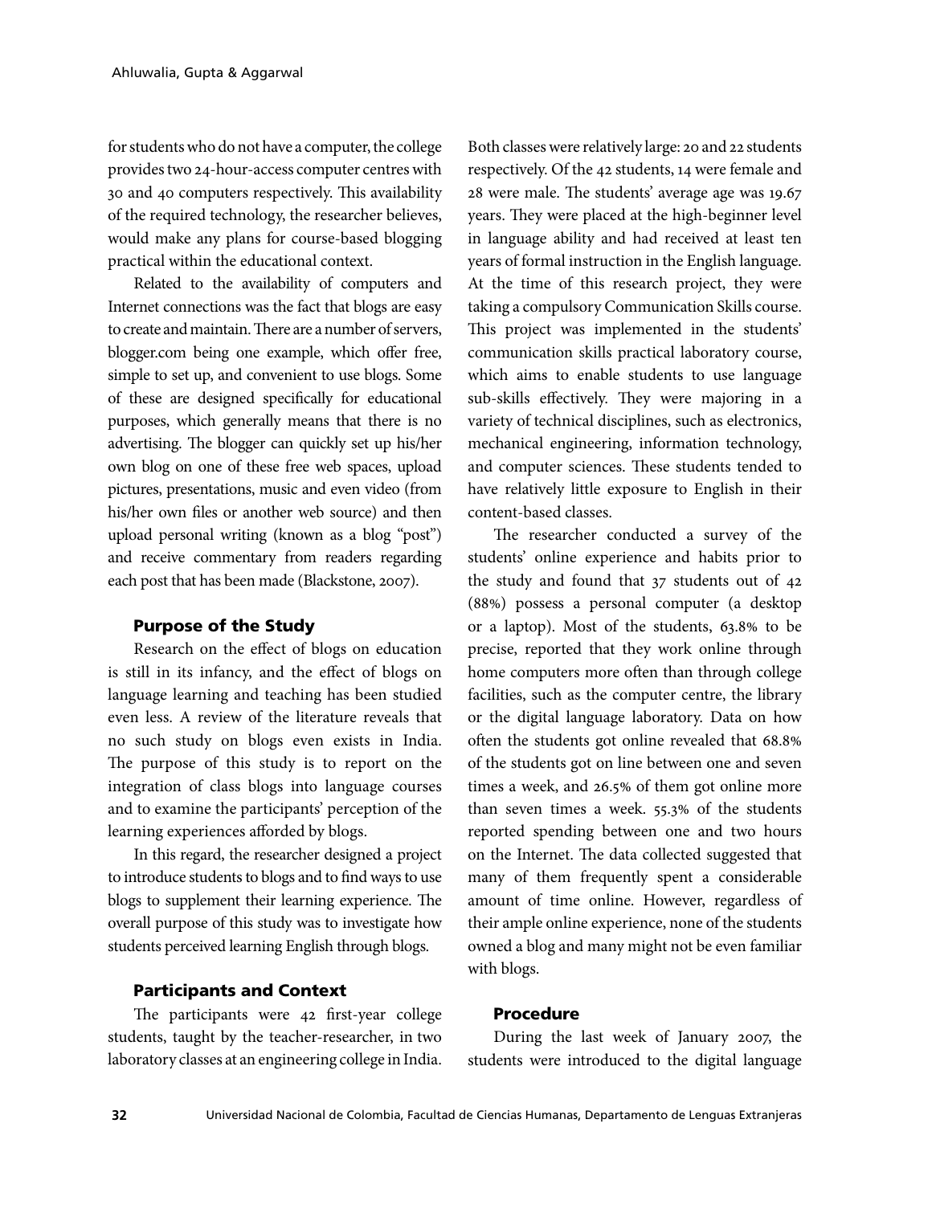for students who do not have a computer, the college provides two 24-hour-access computer centres with 30 and 40 computers respectively. This availability of the required technology, the researcher believes, would make any plans for course-based blogging practical within the educational context.

Related to the availability of computers and Internet connections was the fact that blogs are easy to create and maintain. There are a number of servers, blogger.com being one example, which offer free, simple to set up, and convenient to use blogs. Some of these are designed specifically for educational purposes, which generally means that there is no advertising. The blogger can quickly set up his/her own blog on one of these free web spaces, upload pictures, presentations, music and even video (from his/her own files or another web source) and then upload personal writing (known as a blog "post") and receive commentary from readers regarding each post that has been made (Blackstone, 2007).

### Purpose of the Study

Research on the effect of blogs on education is still in its infancy, and the effect of blogs on language learning and teaching has been studied even less. A review of the literature reveals that no such study on blogs even exists in India. The purpose of this study is to report on the integration of class blogs into language courses and to examine the participants' perception of the learning experiences afforded by blogs.

In this regard, the researcher designed a project to introduce students to blogs and to find ways to use blogs to supplement their learning experience. The overall purpose of this study was to investigate how students perceived learning English through blogs.

### Participants and Context

The participants were 42 first-year college students, taught by the teacher-researcher, in two laboratory classes at an engineering college in India. Both classes were relatively large: 20 and 22 students respectively. Of the 42 students, 14 were female and 28 were male. The students' average age was 19.67 years. They were placed at the high-beginner level in language ability and had received at least ten years of formal instruction in the English language. At the time of this research project, they were taking a compulsory Communication Skills course. This project was implemented in the students' communication skills practical laboratory course, which aims to enable students to use language sub-skills effectively. They were majoring in a variety of technical disciplines, such as electronics, mechanical engineering, information technology, and computer sciences. These students tended to have relatively little exposure to English in their content-based classes.

The researcher conducted a survey of the students' online experience and habits prior to the study and found that 37 students out of 42 (88%) possess a personal computer (a desktop or a laptop). Most of the students, 63.8% to be precise, reported that they work online through home computers more often than through college facilities, such as the computer centre, the library or the digital language laboratory. Data on how often the students got online revealed that 68.8% of the students got on line between one and seven times a week, and 26.5% of them got online more than seven times a week. 55.3% of the students reported spending between one and two hours on the Internet. The data collected suggested that many of them frequently spent a considerable amount of time online. However, regardless of their ample online experience, none of the students owned a blog and many might not be even familiar with blogs.

### Procedure

During the last week of January 2007, the students were introduced to the digital language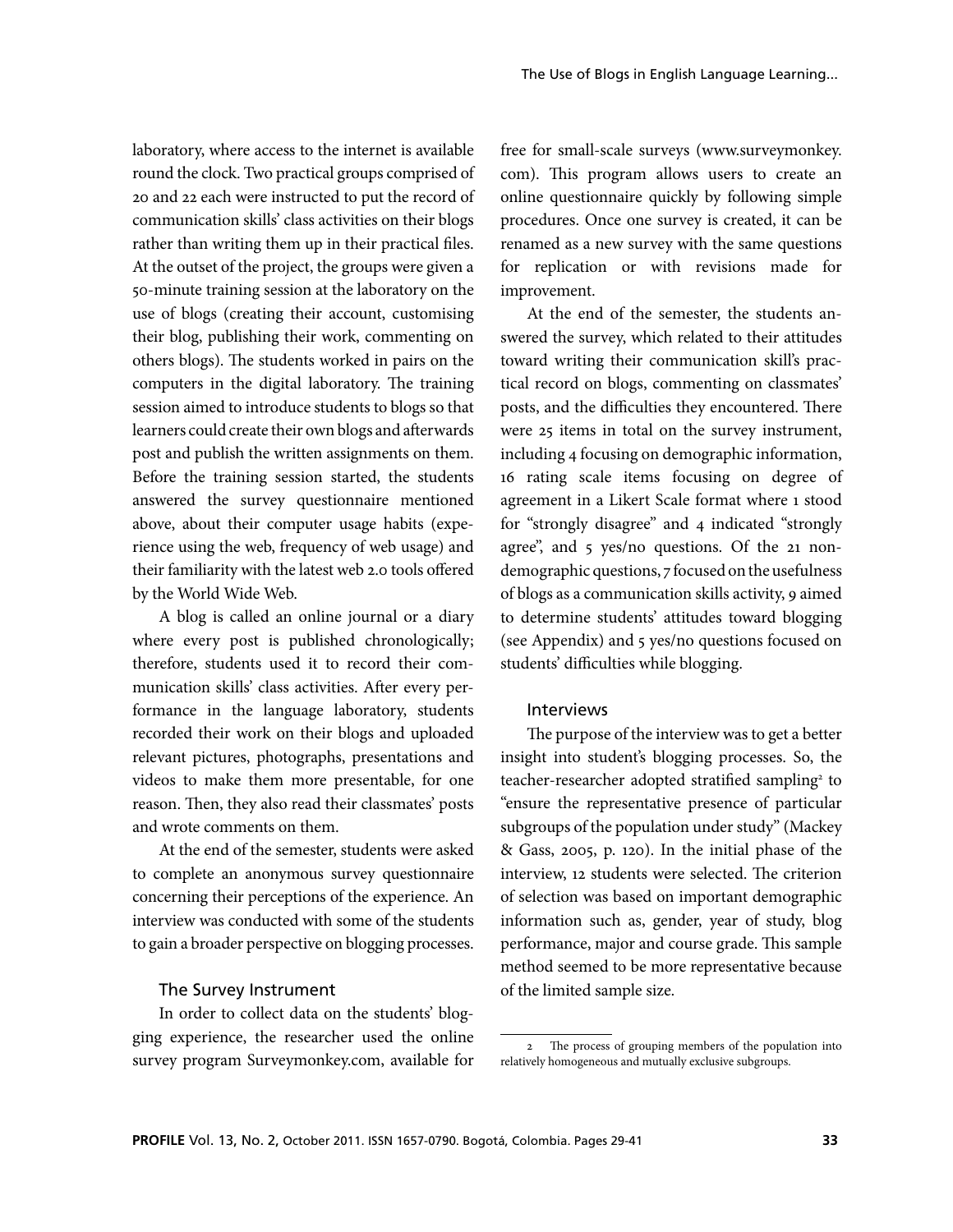laboratory, where access to the internet is available round the clock. Two practical groups comprised of 20 and 22 each were instructed to put the record of communication skills' class activities on their blogs rather than writing them up in their practical files. At the outset of the project, the groups were given a 50-minute training session at the laboratory on the use of blogs (creating their account, customising their blog, publishing their work, commenting on others blogs). The students worked in pairs on the computers in the digital laboratory. The training session aimed to introduce students to blogs so that learners could create their own blogs and afterwards post and publish the written assignments on them. Before the training session started, the students answered the survey questionnaire mentioned above, about their computer usage habits (experience using the web, frequency of web usage) and their familiarity with the latest web 2.0 tools offered by the World Wide Web.

A blog is called an online journal or a diary where every post is published chronologically; therefore, students used it to record their communication skills' class activities. After every performance in the language laboratory, students recorded their work on their blogs and uploaded relevant pictures, photographs, presentations and videos to make them more presentable, for one reason. Then, they also read their classmates' posts and wrote comments on them.

At the end of the semester, students were asked to complete an anonymous survey questionnaire concerning their perceptions of the experience. An interview was conducted with some of the students to gain a broader perspective on blogging processes.

### The Survey Instrument

In order to collect data on the students' blogging experience, the researcher used the online survey program Surveymonkey.com, available for free for small-scale surveys (www.surveymonkey.com). This program allows users to create an online questionnaire quickly by following simple procedures. Once one survey is created, it can be renamed as a new survey with the same questions for replication or with revisions made for improvement.

At the end of the semester, the students answered the survey, which related to their attitudes toward writing their communication skill's practical record on blogs, commenting on classmates' posts, and the difficulties they encountered. There were 25 items in total on the survey instrument, including 4 focusing on demographic information, 16 rating scale items focusing on degree of agreement in a Likert Scale format where 1 stood for "strongly disagree" and 4 indicated "strongly agree", and 5 yes/no questions. Of the 21 non-demographic questions, 7 focused on the usefulness of blogs as a communication skills activity, 9 aimed to determine students' attitudes toward blogging (see Appendix) and 5 yes/no questions focused on students' difficulties while blogging.

### Interviews

The purpose of the interview was to get a better insight into student's blogging processes. So, the teacher-researcher adopted stratified sampling[2] to "ensure the representative presence of particular subgroups of the population under study" (Mackey & Gass, 2005, p. 120). In the initial phase of the interview, 12 students were selected. The criterion of selection was based on important demographic information such as, gender, year of study, blog performance, major and course grade. This sample method seemed to be more representative because of the limited sample size.

---

[2] The process of grouping members of the population into relatively homogeneous and mutually exclusive subgroups.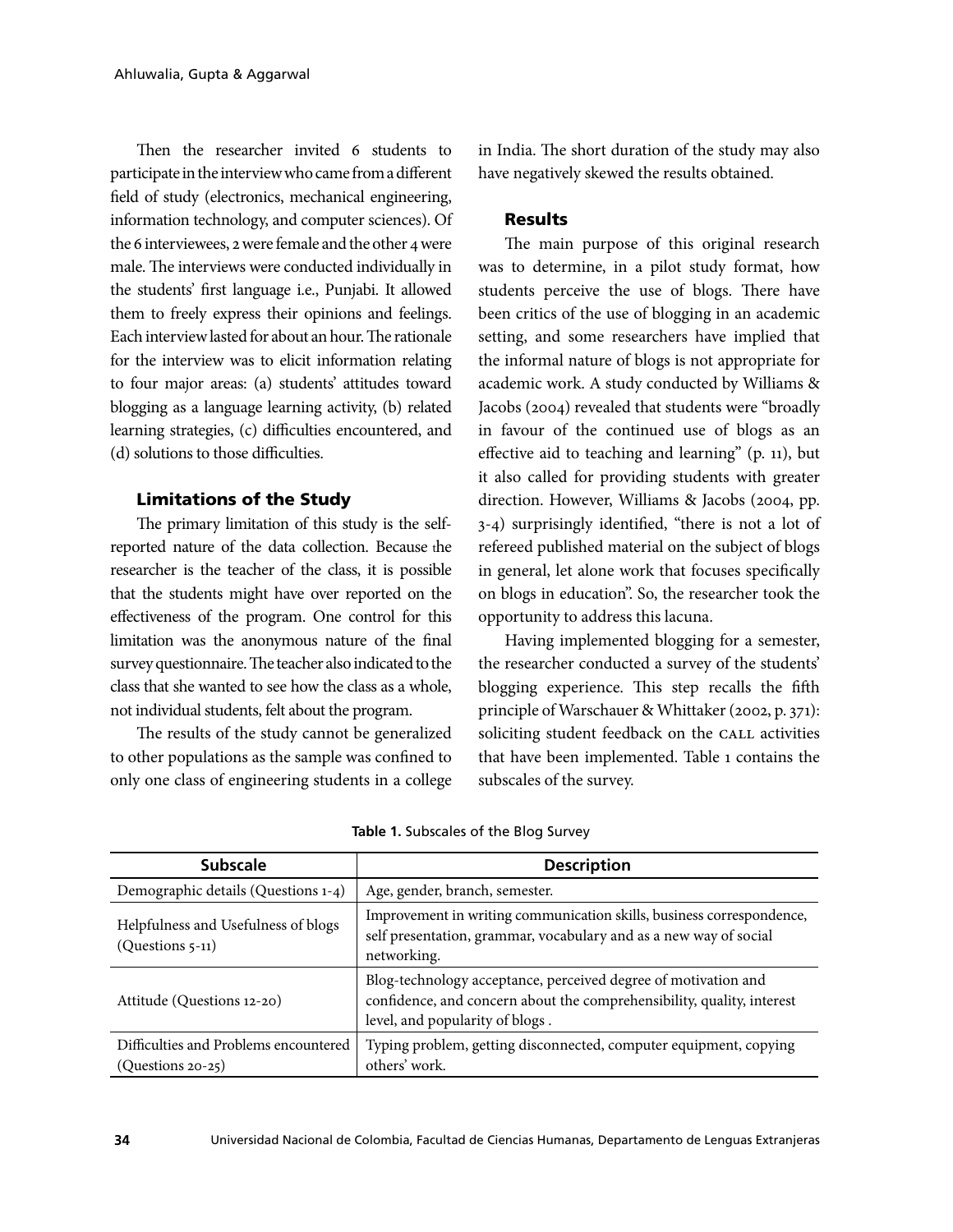Then the researcher invited 6 students to participate in the interview who came from a different field of study (electronics, mechanical engineering, information technology, and computer sciences). Of the 6 interviewees, 2 were female and the other 4 were male. The interviews were conducted individually in the students' first language i.e., Punjabi. It allowed them to freely express their opinions and feelings. Each interview lasted for about an hour. The rationale for the interview was to elicit information relating to four major areas: (a) students' attitudes toward blogging as a language learning activity, (b) related learning strategies, (c) difficulties encountered, and (d) solutions to those difficulties.

## Limitations of the Study

The primary limitation of this study is the self-reported nature of the data collection. Because the researcher is the teacher of the class, it is possible that the students might have over reported on the effectiveness of the program. One control for this limitation was the anonymous nature of the final survey questionnaire. The teacher also indicated to the class that she wanted to see how the class as a whole, not individual students, felt about the program.

The results of the study cannot be generalized to other populations as the sample was confined to only one class of engineering students in a college in India. The short duration of the study may also have negatively skewed the results obtained.

## Results

The main purpose of this original research was to determine, in a pilot study format, how students perceive the use of blogs. There have been critics of the use of blogging in an academic setting, and some researchers have implied that the informal nature of blogs is not appropriate for academic work. A study conducted by Williams & Jacobs (2004) revealed that students were "broadly in favour of the continued use of blogs as an effective aid to teaching and learning" (p. 11), but it also called for providing students with greater direction. However, Williams & Jacobs (2004, pp. 3-4) surprisingly identified, "there is not a lot of refereed published material on the subject of blogs in general, let alone work that focuses specifically on blogs in education". So, the researcher took the opportunity to address this lacuna.

Having implemented blogging for a semester, the researcher conducted a survey of the students' blogging experience. This step recalls the fifth principle of Warschauer & Whittaker (2002, p. 371): soliciting student feedback on the CALL activities that have been implemented. Table 1 contains the subscales of the survey.

**Table 1.** Subscales of the Blog Survey

| Subscale | Description |
|---|---|
| Demographic details (Questions 1-4) | Age, gender, branch, semester. |
| Helpfulness and Usefulness of blogs (Questions 5-11) | Improvement in writing communication skills, business correspondence, self presentation, grammar, vocabulary and as a new way of social networking. |
| Attitude (Questions 12-20) | Blog-technology acceptance, perceived degree of motivation and confidence, and concern about the comprehensibility, quality, interest level, and popularity of blogs . |
| Difficulties and Problems encountered (Questions 20-25) | Typing problem, getting disconnected, computer equipment, copying others' work. |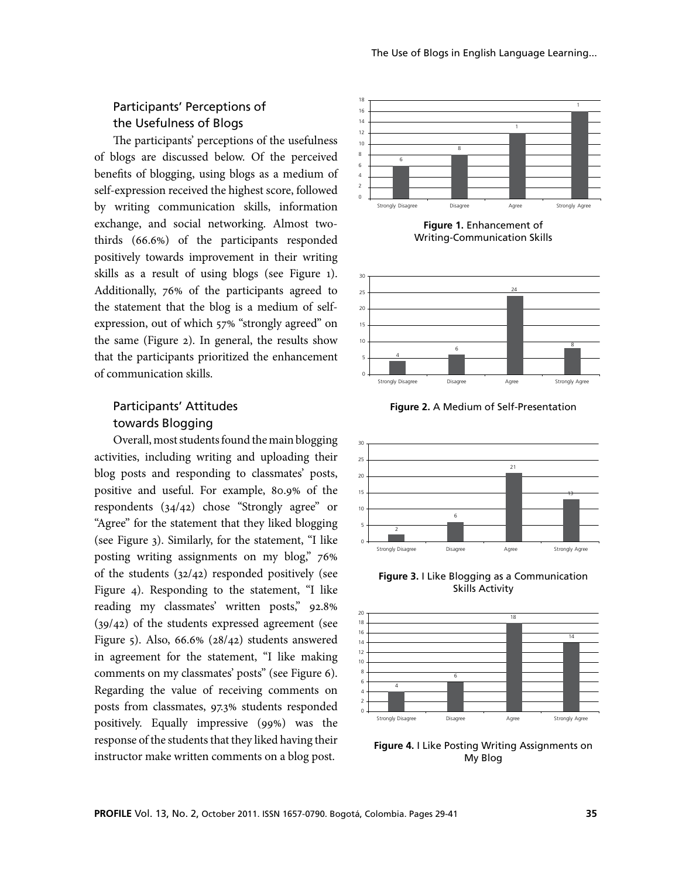## Participants' Perceptions of the Usefulness of Blogs

The participants' perceptions of the usefulness of blogs are discussed below. Of the perceived benefits of blogging, using blogs as a medium of self-expression received the highest score, followed by writing communication skills, information exchange, and social networking. Almost two-thirds (66.6%) of the participants responded positively towards improvement in their writing skills as a result of using blogs (see Figure 1). Additionally, 76% of the participants agreed to the statement that the blog is a medium of self-expression, out of which 57% "strongly agreed" on the same (Figure 2). In general, the results show that the participants prioritized the enhancement of communication skills.

## Participants' Attitudes towards Blogging

Overall, most students found the main blogging activities, including writing and uploading their blog posts and responding to classmates' posts, positive and useful. For example, 80.9% of the respondents (34/42) chose "Strongly agree" or "Agree" for the statement that they liked blogging (see Figure 3). Similarly, for the statement, "I like posting writing assignments on my blog," 76% of the students (32/42) responded positively (see Figure 4). Responding to the statement, "I like reading my classmates' written posts," 92.8% (39/42) of the students expressed agreement (see Figure 5). Also, 66.6% (28/42) students answered in agreement for the statement, "I like making comments on my classmates' posts" (see Figure 6). Regarding the value of receiving comments on posts from classmates, 97.3% students responded positively. Equally impressive (99%) was the response of the students that they liked having their instructor make written comments on a blog post.

| Strongly Disagree | Disagree | Agree | Strongly Agree |
|---|---|---|---|
| 6 | 8 | 1 | 1 |

**Figure 1.** Enhancement of Writing-Communication Skills

| Strongly Disagree | Disagree | Agree | Strongly Agree |
|---|---|---|---|
| 4 | 6 | 24 | 8 |

**Figure 2.** A Medium of Self-Presentation

| Strongly Disagree | Disagree | Agree | Strongly Agree |
|---|---|---|---|
| 2 | 6 | 21 | 13 |

**Figure 3.** I Like Blogging as a Communication Skills Activity

| Strongly Disagree | Disagree | Agree | Strongly Agree |
|---|---|---|---|
| 4 | 6 | 18 | 14 |

**Figure 4.** I Like Posting Writing Assignments on My Blog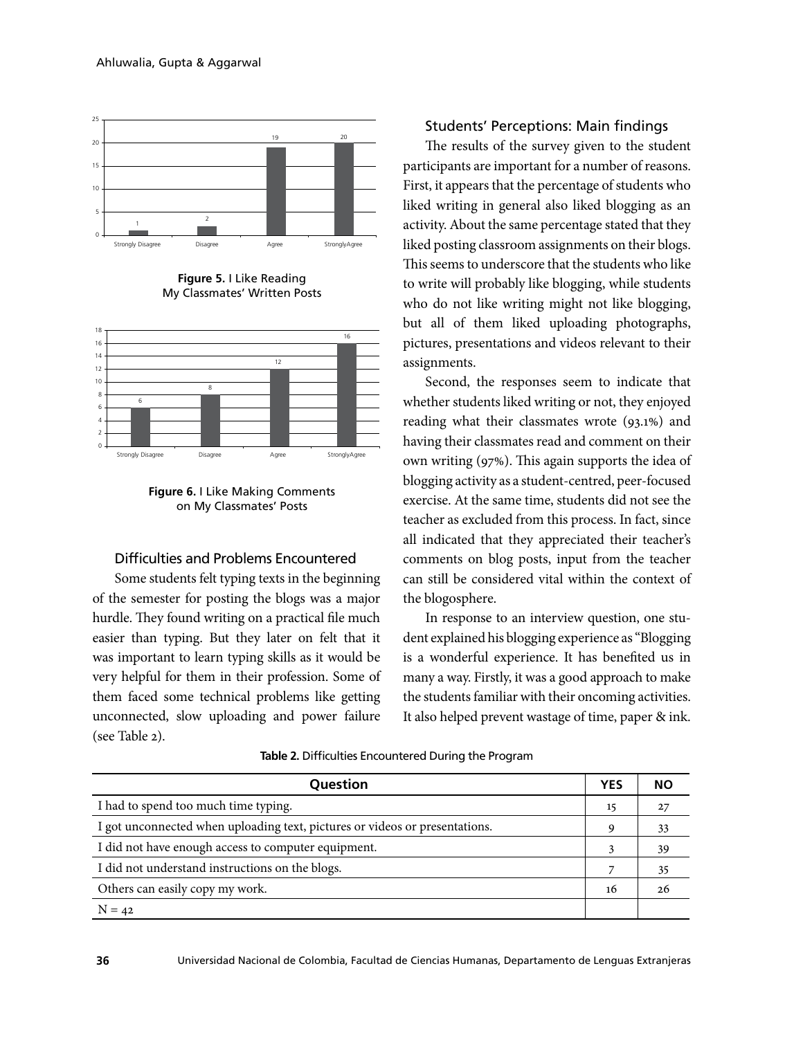Figure 5. I Like Reading My Classmates' Written Posts

Figure 6. I Like Making Comments on My Classmates' Posts

### Difficulties and Problems Encountered

Some students felt typing texts in the beginning of the semester for posting the blogs was a major hurdle. They found writing on a practical file much easier than typing. But they later on felt that it was important to learn typing skills as it would be very helpful for them in their profession. Some of them faced some technical problems like getting unconnected, slow uploading and power failure (see Table 2).

### Students' Perceptions: Main findings

The results of the survey given to the student participants are important for a number of reasons. First, it appears that the percentage of students who liked writing in general also liked blogging as an activity. About the same percentage stated that they liked posting classroom assignments on their blogs. This seems to underscore that the students who like to write will probably like blogging, while students who do not like writing might not like blogging, but all of them liked uploading photographs, pictures, presentations and videos relevant to their assignments.

Second, the responses seem to indicate that whether students liked writing or not, they enjoyed reading what their classmates wrote (93.1%) and having their classmates read and comment on their own writing (97%). This again supports the idea of blogging activity as a student-centred, peer-focused exercise. At the same time, students did not see the teacher as excluded from this process. In fact, since all indicated that they appreciated their teacher's comments on blog posts, input from the teacher can still be considered vital within the context of the blogosphere.

In response to an interview question, one student explained his blogging experience as "Blogging is a wonderful experience. It has benefited us in many a way. Firstly, it was a good approach to make the students familiar with their oncoming activities. It also helped prevent wastage of time, paper & ink.

**Table 2.** Difficulties Encountered During the Program

| Question | YES | NO |
|---|---|---|
| I had to spend too much time typing. | 15 | 27 |
| I got unconnected when uploading text, pictures or videos or presentations. | 9 | 33 |
| I did not have enough access to computer equipment. | 3 | 39 |
| I did not understand instructions on the blogs. | 7 | 35 |
| Others can easily copy my work. | 16 | 26 |
| N = 42 | | |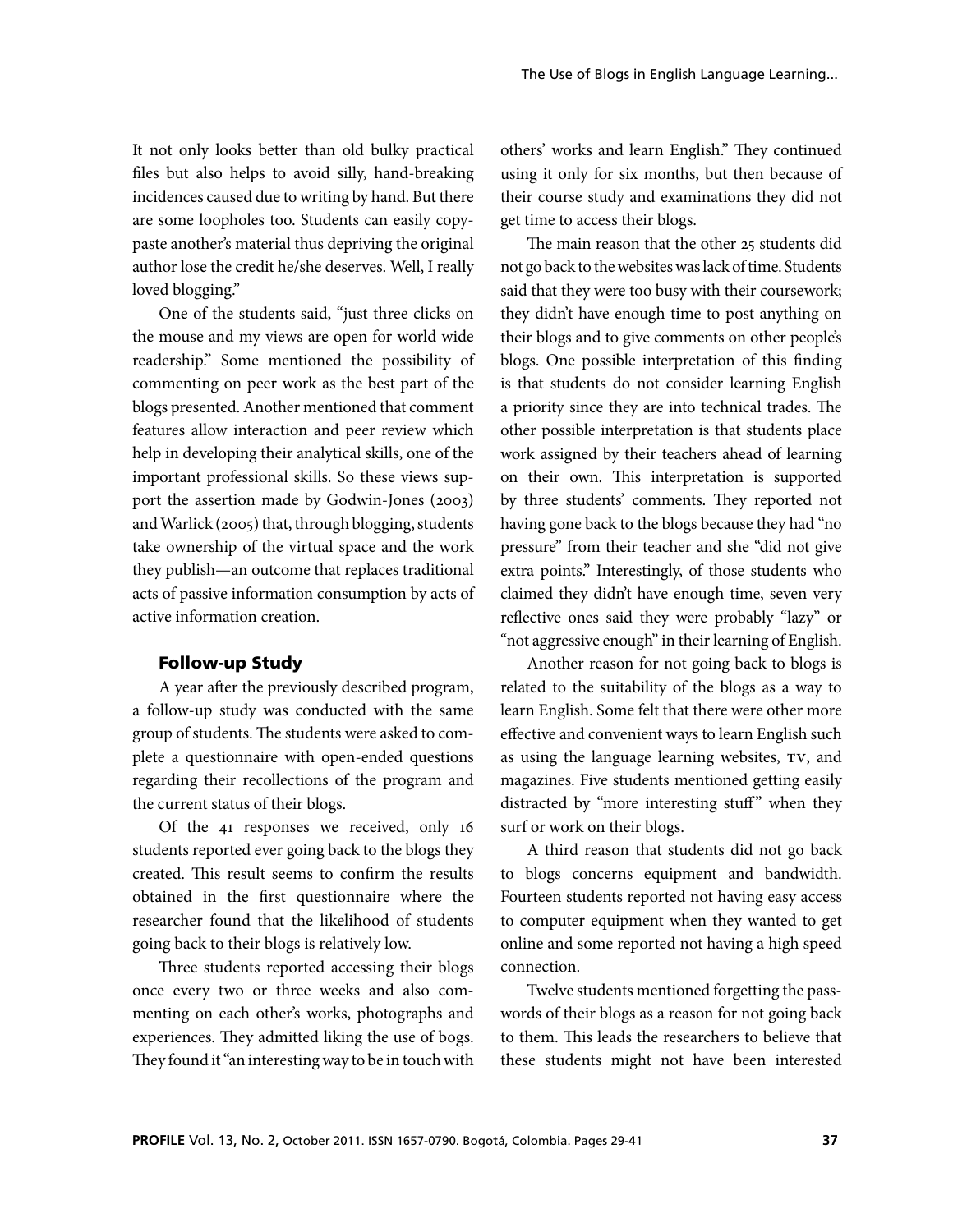It not only looks better than old bulky practical files but also helps to avoid silly, hand-breaking incidences caused due to writing by hand. But there are some loopholes too. Students can easily copy-paste another's material thus depriving the original author lose the credit he/she deserves. Well, I really loved blogging."

One of the students said, "just three clicks on the mouse and my views are open for world wide readership." Some mentioned the possibility of commenting on peer work as the best part of the blogs presented. Another mentioned that comment features allow interaction and peer review which help in developing their analytical skills, one of the important professional skills. So these views support the assertion made by Godwin-Jones (2003) and Warlick (2005) that, through blogging, students take ownership of the virtual space and the work they publish—an outcome that replaces traditional acts of passive information consumption by acts of active information creation.

### Follow-up Study

A year after the previously described program, a follow-up study was conducted with the same group of students. The students were asked to complete a questionnaire with open-ended questions regarding their recollections of the program and the current status of their blogs.

Of the 41 responses we received, only 16 students reported ever going back to the blogs they created. This result seems to confirm the results obtained in the first questionnaire where the researcher found that the likelihood of students going back to their blogs is relatively low.

Three students reported accessing their blogs once every two or three weeks and also commenting on each other's works, photographs and experiences. They admitted liking the use of bogs. They found it "an interesting way to be in touch with others' works and learn English." They continued using it only for six months, but then because of their course study and examinations they did not get time to access their blogs.

The main reason that the other 25 students did not go back to the websites was lack of time. Students said that they were too busy with their coursework; they didn't have enough time to post anything on their blogs and to give comments on other people's blogs. One possible interpretation of this finding is that students do not consider learning English a priority since they are into technical trades. The other possible interpretation is that students place work assigned by their teachers ahead of learning on their own. This interpretation is supported by three students' comments. They reported not having gone back to the blogs because they had "no pressure" from their teacher and she "did not give extra points." Interestingly, of those students who claimed they didn't have enough time, seven very reflective ones said they were probably "lazy" or "not aggressive enough" in their learning of English.

Another reason for not going back to blogs is related to the suitability of the blogs as a way to learn English. Some felt that there were other more effective and convenient ways to learn English such as using the language learning websites, TV, and magazines. Five students mentioned getting easily distracted by "more interesting stuff" when they surf or work on their blogs.

A third reason that students did not go back to blogs concerns equipment and bandwidth. Fourteen students reported not having easy access to computer equipment when they wanted to get online and some reported not having a high speed connection.

Twelve students mentioned forgetting the passwords of their blogs as a reason for not going back to them. This leads the researchers to believe that these students might not have been interested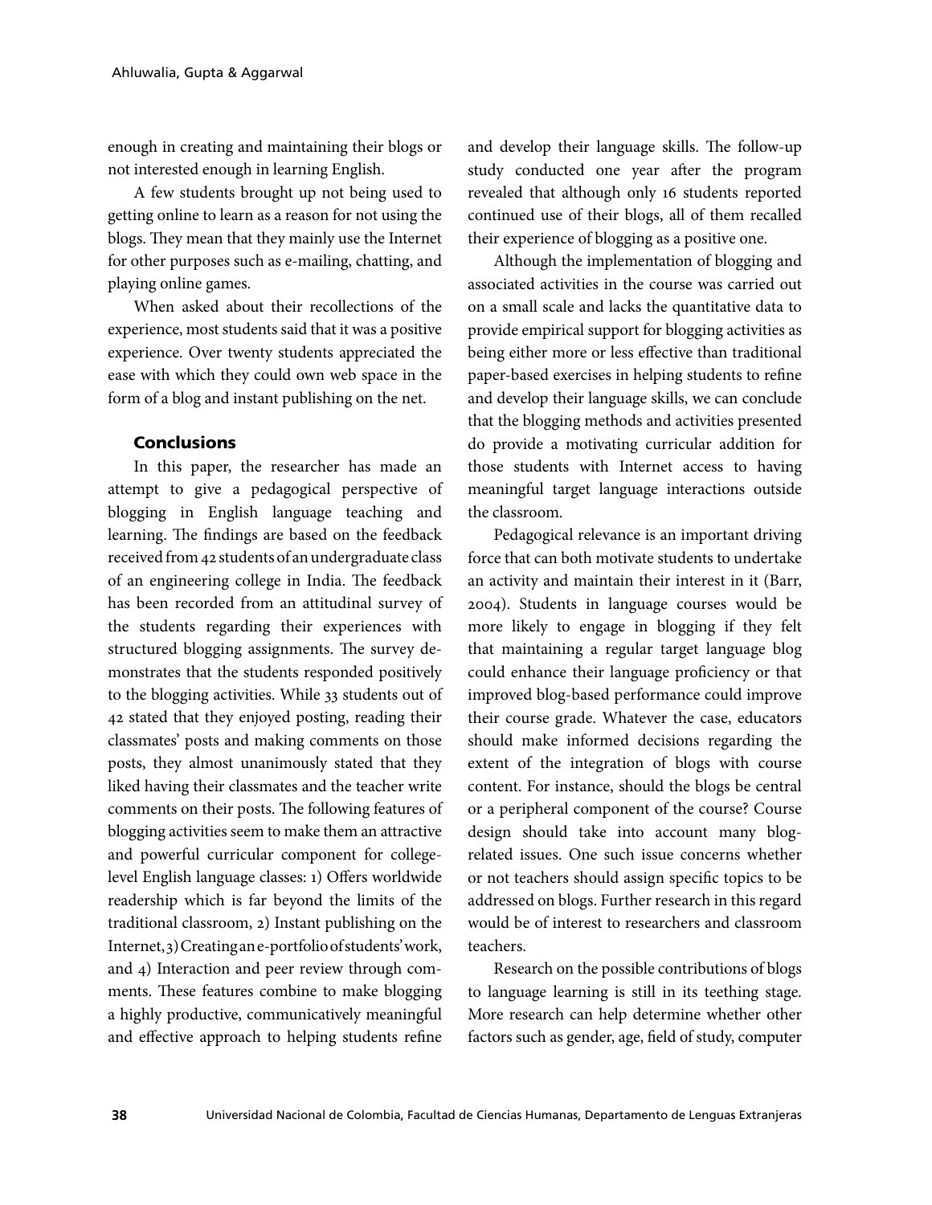enough in creating and maintaining their blogs or not interested enough in learning English.

A few students brought up not being used to getting online to learn as a reason for not using the blogs. They mean that they mainly use the Internet for other purposes such as e-mailing, chatting, and playing online games.

When asked about their recollections of the experience, most students said that it was a positive experience. Over twenty students appreciated the ease with which they could own web space in the form of a blog and instant publishing on the net.

## Conclusions

In this paper, the researcher has made an attempt to give a pedagogical perspective of blogging in English language teaching and learning. The findings are based on the feedback received from 42 students of an undergraduate class of an engineering college in India. The feedback has been recorded from an attitudinal survey of the students regarding their experiences with structured blogging assignments. The survey demonstrates that the students responded positively to the blogging activities. While 33 students out of 42 stated that they enjoyed posting, reading their classmates' posts and making comments on those posts, they almost unanimously stated that they liked having their classmates and the teacher write comments on their posts. The following features of blogging activities seem to make them an attractive and powerful curricular component for college-level English language classes: 1) Offers worldwide readership which is far beyond the limits of the traditional classroom, 2) Instant publishing on the Internet, 3) Creating an e-portfolio of students' work, and 4) Interaction and peer review through comments. These features combine to make blogging a highly productive, communicatively meaningful and effective approach to helping students refine and develop their language skills. The follow-up study conducted one year after the program revealed that although only 16 students reported continued use of their blogs, all of them recalled their experience of blogging as a positive one.

Although the implementation of blogging and associated activities in the course was carried out on a small scale and lacks the quantitative data to provide empirical support for blogging activities as being either more or less effective than traditional paper-based exercises in helping students to refine and develop their language skills, we can conclude that the blogging methods and activities presented do provide a motivating curricular addition for those students with Internet access to having meaningful target language interactions outside the classroom.

Pedagogical relevance is an important driving force that can both motivate students to undertake an activity and maintain their interest in it (Barr, 2004). Students in language courses would be more likely to engage in blogging if they felt that maintaining a regular target language blog could enhance their language proficiency or that improved blog-based performance could improve their course grade. Whatever the case, educators should make informed decisions regarding the extent of the integration of blogs with course content. For instance, should the blogs be central or a peripheral component of the course? Course design should take into account many blog-related issues. One such issue concerns whether or not teachers should assign specific topics to be addressed on blogs. Further research in this regard would be of interest to researchers and classroom teachers.

Research on the possible contributions of blogs to language learning is still in its teething stage. More research can help determine whether other factors such as gender, age, field of study, computer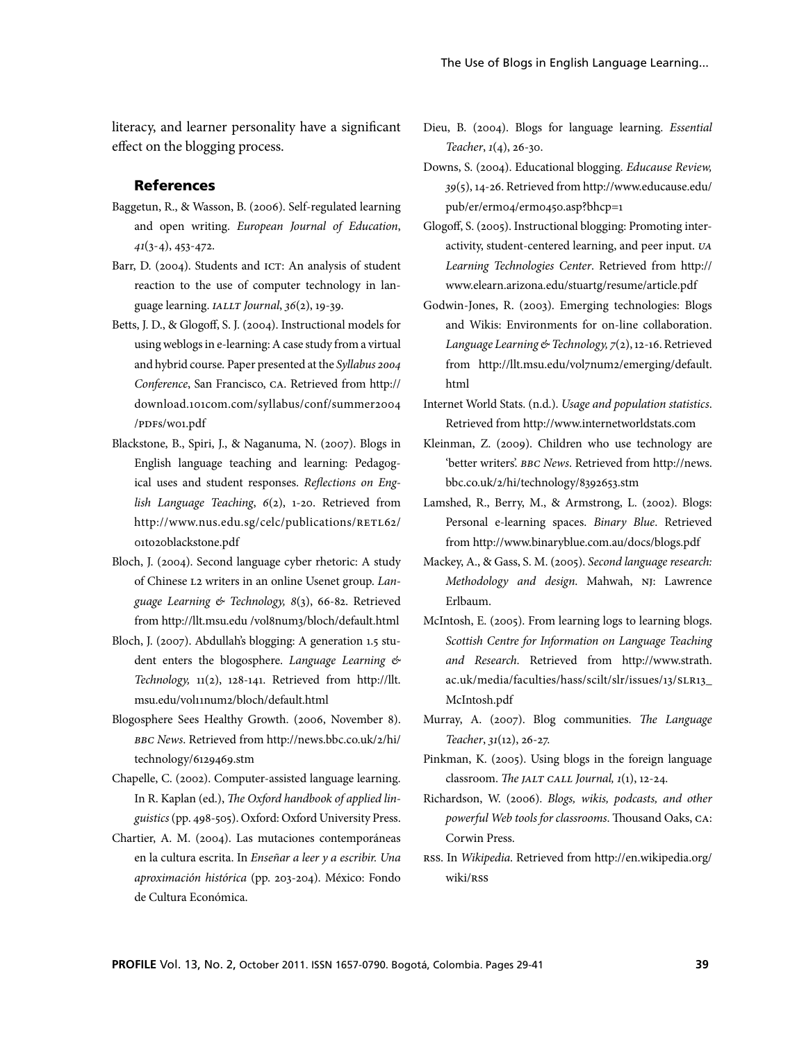literacy, and learner personality have a significant effect on the blogging process.

## References

Baggetun, R., & Wasson, B. (2006). Self-regulated learning and open writing. *European Journal of Education*, *41*(3-4), 453-472.

Barr, D. (2004). Students and ICT: An analysis of student reaction to the use of computer technology in language learning. *IALLT Journal*, *36*(2), 19-39.

Betts, J. D., & Glogoff, S. J. (2004). Instructional models for using weblogs in e-learning: A case study from a virtual and hybrid course. Paper presented at the *Syllabus 2004 Conference*, San Francisco, CA. Retrieved from http://download.101com.com/syllabus/conf/summer2004/PDFs/w01.pdf

Blackstone, B., Spiri, J., & Naganuma, N. (2007). Blogs in English language teaching and learning: Pedagogical uses and student responses. *Reflections on English Language Teaching*, *6*(2), 1-20. Retrieved from http://www.nus.edu.sg/celc/publications/RETL62/01to20blackstone.pdf

Bloch, J. (2004). Second language cyber rhetoric: A study of Chinese L2 writers in an online Usenet group. *Language Learning & Technology, 8*(3), 66-82. Retrieved from http://llt.msu.edu /vol8num3/bloch/default.html

Bloch, J. (2007). Abdullah's blogging: A generation 1.5 student enters the blogosphere. *Language Learning & Technology,* 11(2), 128-141. Retrieved from http://llt.msu.edu/vol11num2/bloch/default.html

Blogosphere Sees Healthy Growth. (2006, November 8). *BBC News*. Retrieved from http://news.bbc.co.uk/2/hi/technology/6129469.stm

Chapelle, C. (2002). Computer-assisted language learning. In R. Kaplan (ed.), *The Oxford handbook of applied linguistics* (pp. 498-505). Oxford: Oxford University Press.

Chartier, A. M. (2004). Las mutaciones contemporáneas en la cultura escrita. In *Enseñar a leer y a escribir. Una aproximación histórica* (pp. 203-204). México: Fondo de Cultura Económica.

Dieu, B. (2004). Blogs for language learning. *Essential Teacher*, *1*(4), 26-30.

Downs, S. (2004). Educational blogging. *Educause Review, 39*(5), 14-26. Retrieved from http://www.educause.edu/pub/er/erm04/erm0450.asp?bhcp=1

Glogoff, S. (2005). Instructional blogging: Promoting interactivity, student-centered learning, and peer input. *UA Learning Technologies Center*. Retrieved from http://www.elearn.arizona.edu/stuartg/resume/article.pdf

Godwin-Jones, R. (2003). Emerging technologies: Blogs and Wikis: Environments for on-line collaboration. *Language Learning & Technology, 7*(2), 12-16. Retrieved from http://llt.msu.edu/vol7num2/emerging/default.html

Internet World Stats. (n.d.). *Usage and population statistics*. Retrieved from http://www.internetworldstats.com

Kleinman, Z. (2009). Children who use technology are 'better writers'. *BBC News*. Retrieved from http://news.bbc.co.uk/2/hi/technology/8392653.stm

Lamshed, R., Berry, M., & Armstrong, L. (2002). Blogs: Personal e-learning spaces. *Binary Blue*. Retrieved from http://www.binaryblue.com.au/docs/blogs.pdf

Mackey, A., & Gass, S. M. (2005). *Second language research: Methodology and design*. Mahwah, NJ: Lawrence Erlbaum.

McIntosh, E. (2005). From learning logs to learning blogs. *Scottish Centre for Information on Language Teaching and Research*. Retrieved from http://www.strath.ac.uk/media/faculties/hass/scilt/slr/issues/13/SLR13_McIntosh.pdf

Murray, A. (2007). Blog communities. *The Language Teacher*, *31*(12), 26-27.

Pinkman, K. (2005). Using blogs in the foreign language classroom. *The JALT CALL Journal, 1*(1), 12-24.

Richardson, W. (2006). *Blogs, wikis, podcasts, and other powerful Web tools for classrooms*. Thousand Oaks, CA: Corwin Press.

RSS. In *Wikipedia*. Retrieved from http://en.wikipedia.org/wiki/RSS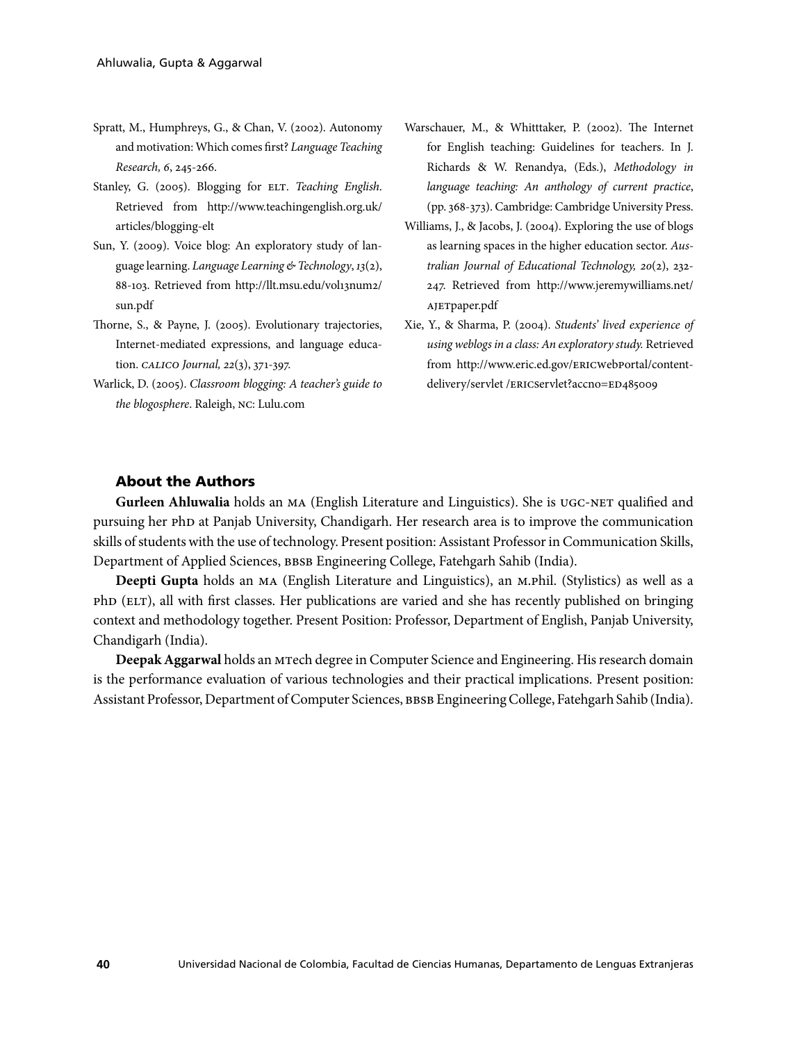Spratt, M., Humphreys, G., & Chan, V. (2002). Autonomy and motivation: Which comes first? *Language Teaching Research, 6*, 245-266.

Stanley, G. (2005). Blogging for ELT. *Teaching English*. Retrieved from http://www.teachingenglish.org.uk/articles/blogging-elt

Sun, Y. (2009). Voice blog: An exploratory study of language learning. *Language Learning & Technology*, *13*(2), 88-103. Retrieved from http://llt.msu.edu/vol13num2/sun.pdf

Thorne, S., & Payne, J. (2005). Evolutionary trajectories, Internet-mediated expressions, and language education. *CALICO Journal, 22*(3), 371-397.

Warlick, D. (2005). *Classroom blogging: A teacher's guide to the blogosphere*. Raleigh, NC: Lulu.com

Warschauer, M., & Whitttaker, P. (2002). The Internet for English teaching: Guidelines for teachers. In J. Richards & W. Renandya, (Eds.), *Methodology in language teaching: An anthology of current practice*, (pp. 368-373). Cambridge: Cambridge University Press.

Williams, J., & Jacobs, J. (2004). Exploring the use of blogs as learning spaces in the higher education sector. *Australian Journal of Educational Technology, 20*(2), 232-247. Retrieved from http://www.jeremywilliams.net/AJETpaper.pdf

Xie, Y., & Sharma, P. (2004). *Students' lived experience of using weblogs in a class: An exploratory study.* Retrieved from http://www.eric.ed.gov/ERICWebPortal/contentdelivery/servlet /ERICServlet?accno=ED485009

## About the Authors

**Gurleen Ahluwalia** holds an MA (English Literature and Linguistics). She is UGC-NET qualified and pursuing her PhD at Panjab University, Chandigarh. Her research area is to improve the communication skills of students with the use of technology. Present position: Assistant Professor in Communication Skills, Department of Applied Sciences, BBSB Engineering College, Fatehgarh Sahib (India).

**Deepti Gupta** holds an MA (English Literature and Linguistics), an M.Phil. (Stylistics) as well as a PhD (ELT), all with first classes. Her publications are varied and she has recently published on bringing context and methodology together. Present Position: Professor, Department of English, Panjab University, Chandigarh (India).

**Deepak Aggarwal** holds an MTech degree in Computer Science and Engineering. His research domain is the performance evaluation of various technologies and their practical implications. Present position: Assistant Professor, Department of Computer Sciences, BBSB Engineering College, Fatehgarh Sahib (India).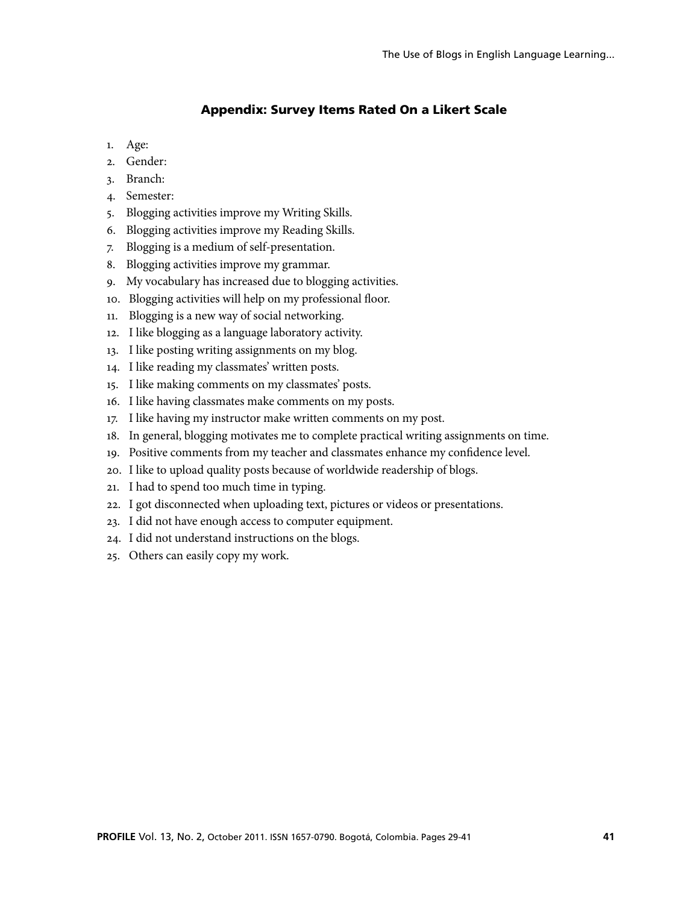## Appendix: Survey Items Rated On a Likert Scale

1. Age:
2. Gender:
3. Branch:
4. Semester:
5. Blogging activities improve my Writing Skills.
6. Blogging activities improve my Reading Skills.
7. Blogging is a medium of self-presentation.
8. Blogging activities improve my grammar.
9. My vocabulary has increased due to blogging activities.
10. Blogging activities will help on my professional floor.
11. Blogging is a new way of social networking.
12. I like blogging as a language laboratory activity.
13. I like posting writing assignments on my blog.
14. I like reading my classmates' written posts.
15. I like making comments on my classmates' posts.
16. I like having classmates make comments on my posts.
17. I like having my instructor make written comments on my post.
18. In general, blogging motivates me to complete practical writing assignments on time.
19. Positive comments from my teacher and classmates enhance my confidence level.
20. I like to upload quality posts because of worldwide readership of blogs.
21. I had to spend too much time in typing.
22. I got disconnected when uploading text, pictures or videos or presentations.
23. I did not have enough access to computer equipment.
24. I did not understand instructions on the blogs.
25. Others can easily copy my work.